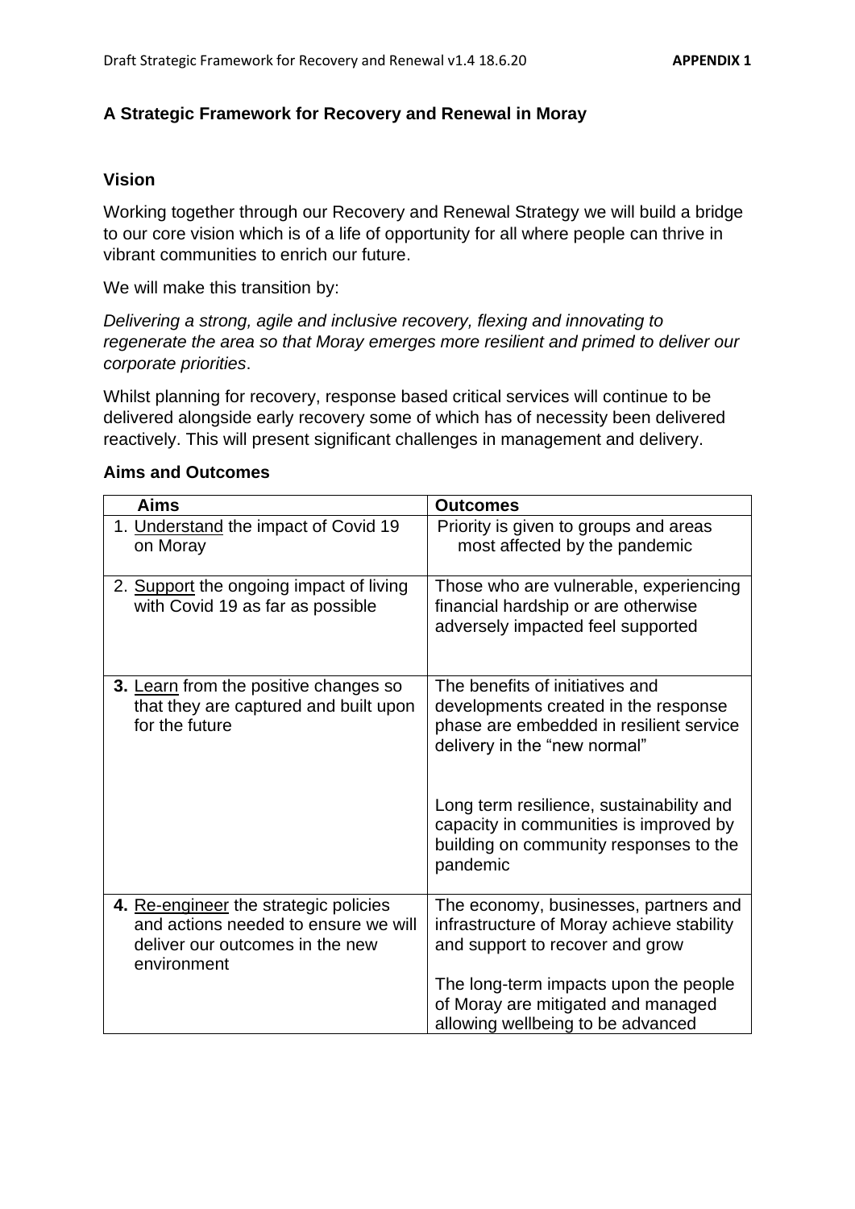## A Strategic Framework for Recovery and Renewal in Moray

### Vision

Working together through our Recovery and Renewal Strategy we will build a bridge to our core vision which is of a life of opportunity for all where people can thrive in vibrant communities to enrich our future.

We will make this transition by:

*Delivering a strong, agile and inclusive recovery, flexing and innovating to regenerate the area so that Moray emerges more resilient and primed to deliver our corporate priorities*.

Whilst planning for recovery, response based critical services will continue to be delivered alongside early recovery some of which has of necessity been delivered reactively. This will present significant challenges in management and delivery.

### Aims and Outcomes

| Aims | Outcomes |
|---|---|
| 1. <u>Understand</u> the impact of Covid 19 on Moray | Priority is given to groups and areas most affected by the pandemic |
| 2. <u>Support</u> the ongoing impact of living with Covid 19 as far as possible | Those who are vulnerable, experiencing financial hardship or are otherwise adversely impacted feel supported |
| **3.** <u>Learn</u> from the positive changes so that they are captured and built upon for the future | The benefits of initiatives and developments created in the response phase are embedded in resilient service delivery in the "new normal"<br><br>Long term resilience, sustainability and capacity in communities is improved by building on community responses to the pandemic |
| **4.** <u>Re-engineer</u> the strategic policies and actions needed to ensure we will deliver our outcomes in the new environment | The economy, businesses, partners and infrastructure of Moray achieve stability and support to recover and grow<br><br>The long-term impacts upon the people of Moray are mitigated and managed allowing wellbeing to be advanced |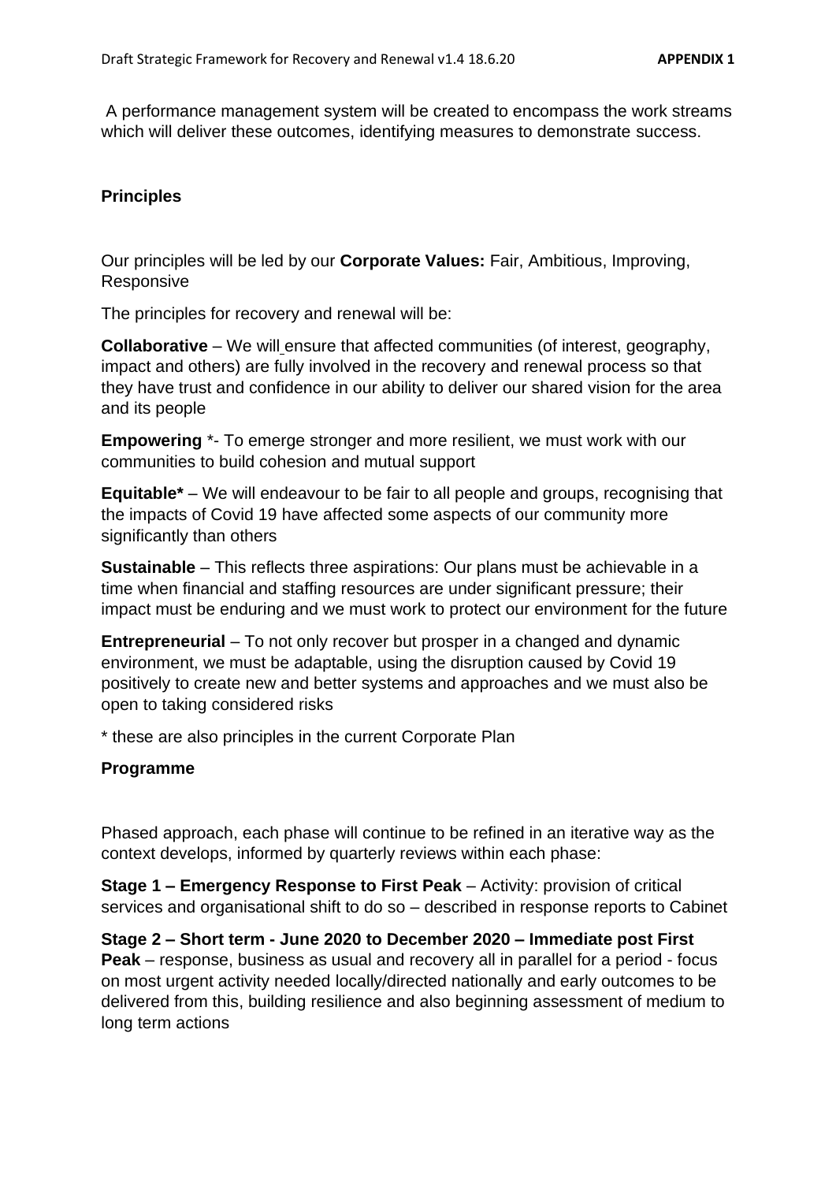A performance management system will be created to encompass the work streams which will deliver these outcomes, identifying measures to demonstrate success.

## Principles

Our principles will be led by our **Corporate Values:** Fair, Ambitious, Improving, Responsive

The principles for recovery and renewal will be:

**Collaborative** – We will ensure that affected communities (of interest, geography, impact and others) are fully involved in the recovery and renewal process so that they have trust and confidence in our ability to deliver our shared vision for the area and its people

**Empowering** *- To emerge stronger and more resilient, we must work with our communities to build cohesion and mutual support

**Equitable*** – We will endeavour to be fair to all people and groups, recognising that the impacts of Covid 19 have affected some aspects of our community more significantly than others

**Sustainable** – This reflects three aspirations: Our plans must be achievable in a time when financial and staffing resources are under significant pressure; their impact must be enduring and we must work to protect our environment for the future

**Entrepreneurial** – To not only recover but prosper in a changed and dynamic environment, we must be adaptable, using the disruption caused by Covid 19 positively to create new and better systems and approaches and we must also be open to taking considered risks

\* these are also principles in the current Corporate Plan

## Programme

Phased approach, each phase will continue to be refined in an iterative way as the context develops, informed by quarterly reviews within each phase:

**Stage 1 – Emergency Response to First Peak** – Activity: provision of critical services and organisational shift to do so – described in response reports to Cabinet

**Stage 2 – Short term - June 2020 to December 2020 – Immediate post First Peak** – response, business as usual and recovery all in parallel for a period - focus on most urgent activity needed locally/directed nationally and early outcomes to be delivered from this, building resilience and also beginning assessment of medium to long term actions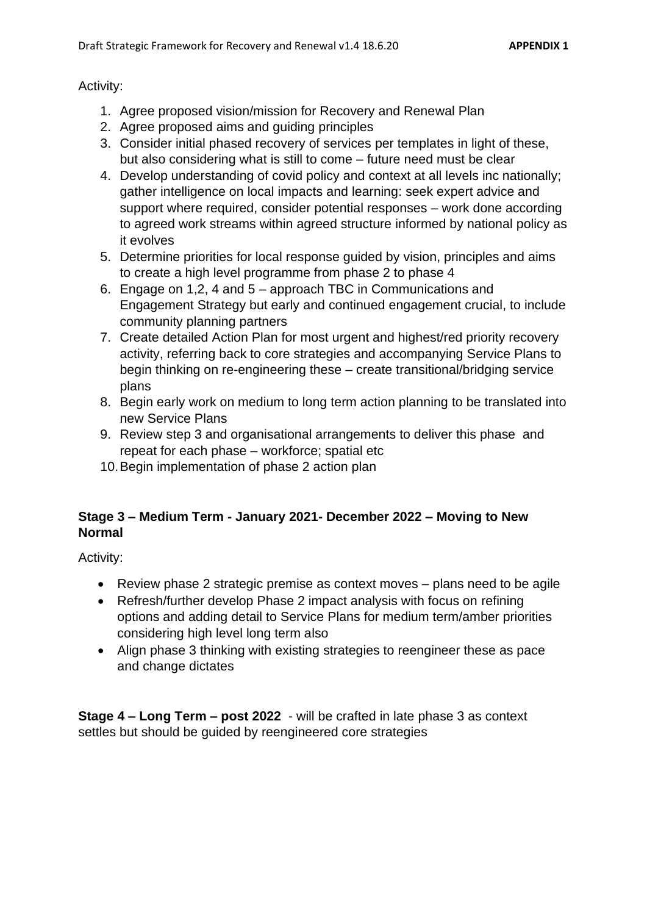Activity:

1. Agree proposed vision/mission for Recovery and Renewal Plan
2. Agree proposed aims and guiding principles
3. Consider initial phased recovery of services per templates in light of these, but also considering what is still to come – future need must be clear
4. Develop understanding of covid policy and context at all levels inc nationally; gather intelligence on local impacts and learning: seek expert advice and support where required, consider potential responses – work done according to agreed work streams within agreed structure informed by national policy as it evolves
5. Determine priorities for local response guided by vision, principles and aims to create a high level programme from phase 2 to phase 4
6. Engage on 1,2, 4 and 5 – approach TBC in Communications and Engagement Strategy but early and continued engagement crucial, to include community planning partners
7. Create detailed Action Plan for most urgent and highest/red priority recovery activity, referring back to core strategies and accompanying Service Plans to begin thinking on re-engineering these – create transitional/bridging service plans
8. Begin early work on medium to long term action planning to be translated into new Service Plans
9. Review step 3 and organisational arrangements to deliver this phase and repeat for each phase – workforce; spatial etc
10. Begin implementation of phase 2 action plan

**Stage 3 – Medium Term - January 2021- December 2022 – Moving to New Normal**

Activity:

- Review phase 2 strategic premise as context moves – plans need to be agile
- Refresh/further develop Phase 2 impact analysis with focus on refining options and adding detail to Service Plans for medium term/amber priorities considering high level long term also
- Align phase 3 thinking with existing strategies to reengineer these as pace and change dictates

**Stage 4 – Long Term – post 2022** - will be crafted in late phase 3 as context settles but should be guided by reengineered core strategies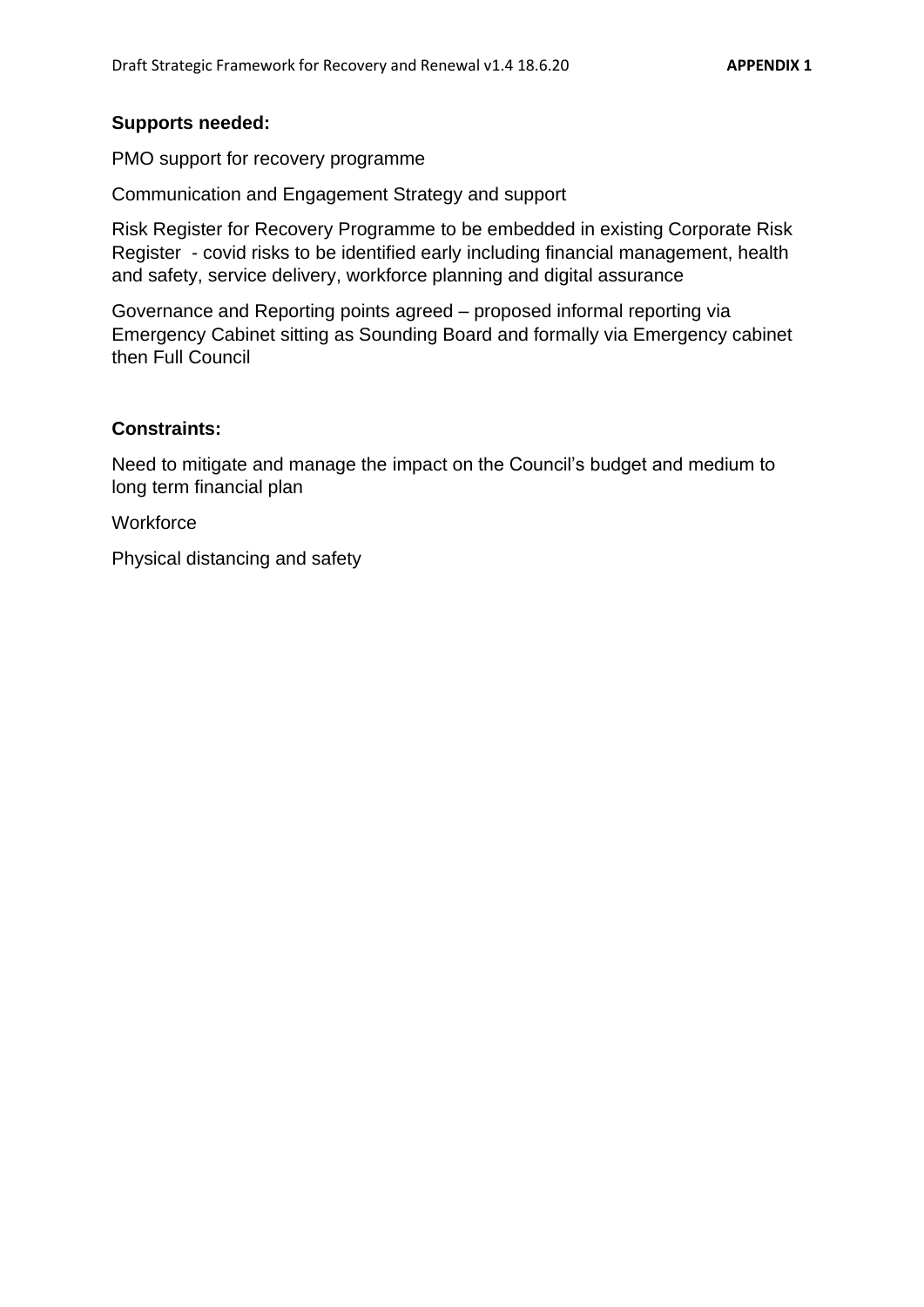**Supports needed:**

PMO support for recovery programme

Communication and Engagement Strategy and support

Risk Register for Recovery Programme to be embedded in existing Corporate Risk Register - covid risks to be identified early including financial management, health and safety, service delivery, workforce planning and digital assurance

Governance and Reporting points agreed – proposed informal reporting via Emergency Cabinet sitting as Sounding Board and formally via Emergency cabinet then Full Council

**Constraints:**

Need to mitigate and manage the impact on the Council's budget and medium to long term financial plan

Workforce

Physical distancing and safety